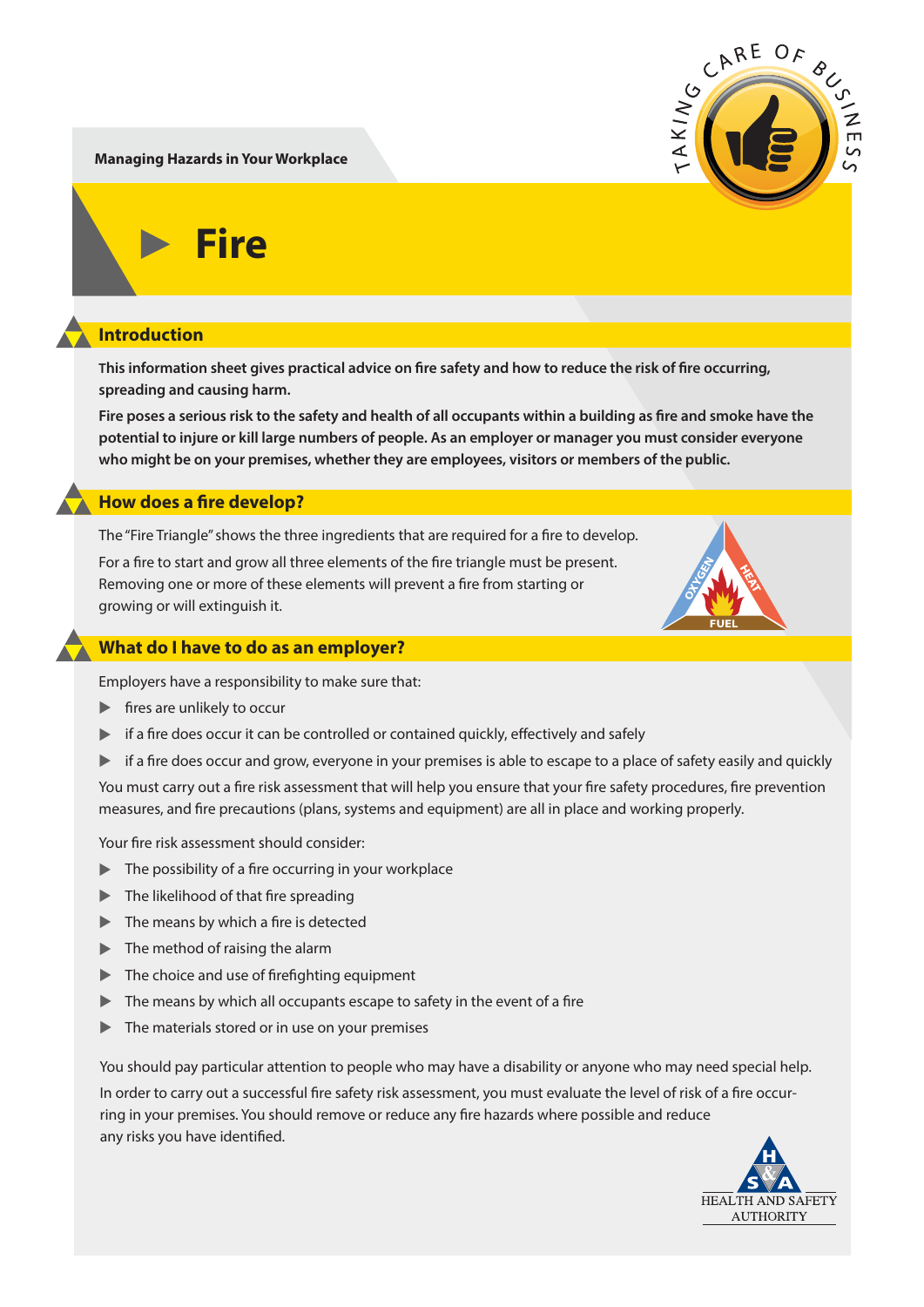Managing Hazards in Your Workplace

# Fire

## Introduction

**This information sheet gives practical advice on fire safety and how to reduce the risk of fire occurring, spreading and causing harm.**

**Fire poses a serious risk to the safety and health of all occupants within a building as fire and smoke have the potential to injure or kill large numbers of people. As an employer or manager you must consider everyone who might be on your premises, whether they are employees, visitors or members of the public.**

## How does a fire develop?

The "Fire Triangle" shows the three ingredients that are required for a fire to develop.

For a fire to start and grow all three elements of the fire triangle must be present. Removing one or more of these elements will prevent a fire from starting or growing or will extinguish it.

## What do I have to do as an employer?

Employers have a responsibility to make sure that:

- fires are unlikely to occur
- if a fire does occur it can be controlled or contained quickly, effectively and safely
- if a fire does occur and grow, everyone in your premises is able to escape to a place of safety easily and quickly

You must carry out a fire risk assessment that will help you ensure that your fire safety procedures, fire prevention measures, and fire precautions (plans, systems and equipment) are all in place and working properly.

Your fire risk assessment should consider:

- The possibility of a fire occurring in your workplace
- The likelihood of that fire spreading
- The means by which a fire is detected
- The method of raising the alarm
- The choice and use of firefighting equipment
- The means by which all occupants escape to safety in the event of a fire
- The materials stored or in use on your premises

You should pay particular attention to people who may have a disability or anyone who may need special help.

In order to carry out a successful fire safety risk assessment, you must evaluate the level of risk of a fire occurring in your premises. You should remove or reduce any fire hazards where possible and reduce any risks you have identified.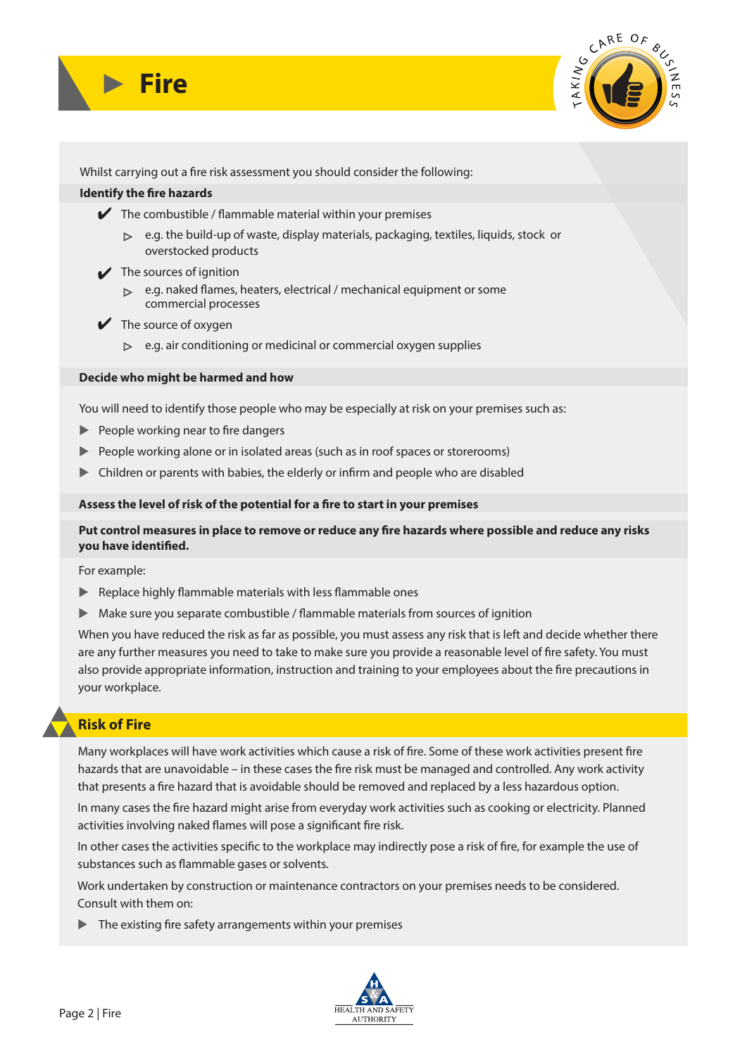# Fire

Whilst carrying out a fire risk assessment you should consider the following:

**Identify the fire hazards**

- ✔ The combustible / flammable material within your premises
  - e.g. the build-up of waste, display materials, packaging, textiles, liquids, stock or overstocked products
- ✔ The sources of ignition
  - e.g. naked flames, heaters, electrical / mechanical equipment or some commercial processes
- ✔ The source of oxygen
  - e.g. air conditioning or medicinal or commercial oxygen supplies

**Decide who might be harmed and how**

You will need to identify those people who may be especially at risk on your premises such as:

- People working near to fire dangers
- People working alone or in isolated areas (such as in roof spaces or storerooms)
- Children or parents with babies, the elderly or infirm and people who are disabled

**Assess the level of risk of the potential for a fire to start in your premises**

**Put control measures in place to remove or reduce any fire hazards where possible and reduce any risks you have identified.**

For example:

- Replace highly flammable materials with less flammable ones
- Make sure you separate combustible / flammable materials from sources of ignition

When you have reduced the risk as far as possible, you must assess any risk that is left and decide whether there are any further measures you need to take to make sure you provide a reasonable level of fire safety. You must also provide appropriate information, instruction and training to your employees about the fire precautions in your workplace.

## Risk of Fire

Many workplaces will have work activities which cause a risk of fire. Some of these work activities present fire hazards that are unavoidable – in these cases the fire risk must be managed and controlled. Any work activity that presents a fire hazard that is avoidable should be removed and replaced by a less hazardous option.

In many cases the fire hazard might arise from everyday work activities such as cooking or electricity. Planned activities involving naked flames will pose a significant fire risk.

In other cases the activities specific to the workplace may indirectly pose a risk of fire, for example the use of substances such as flammable gases or solvents.

Work undertaken by construction or maintenance contractors on your premises needs to be considered. Consult with them on:

- The existing fire safety arrangements within your premises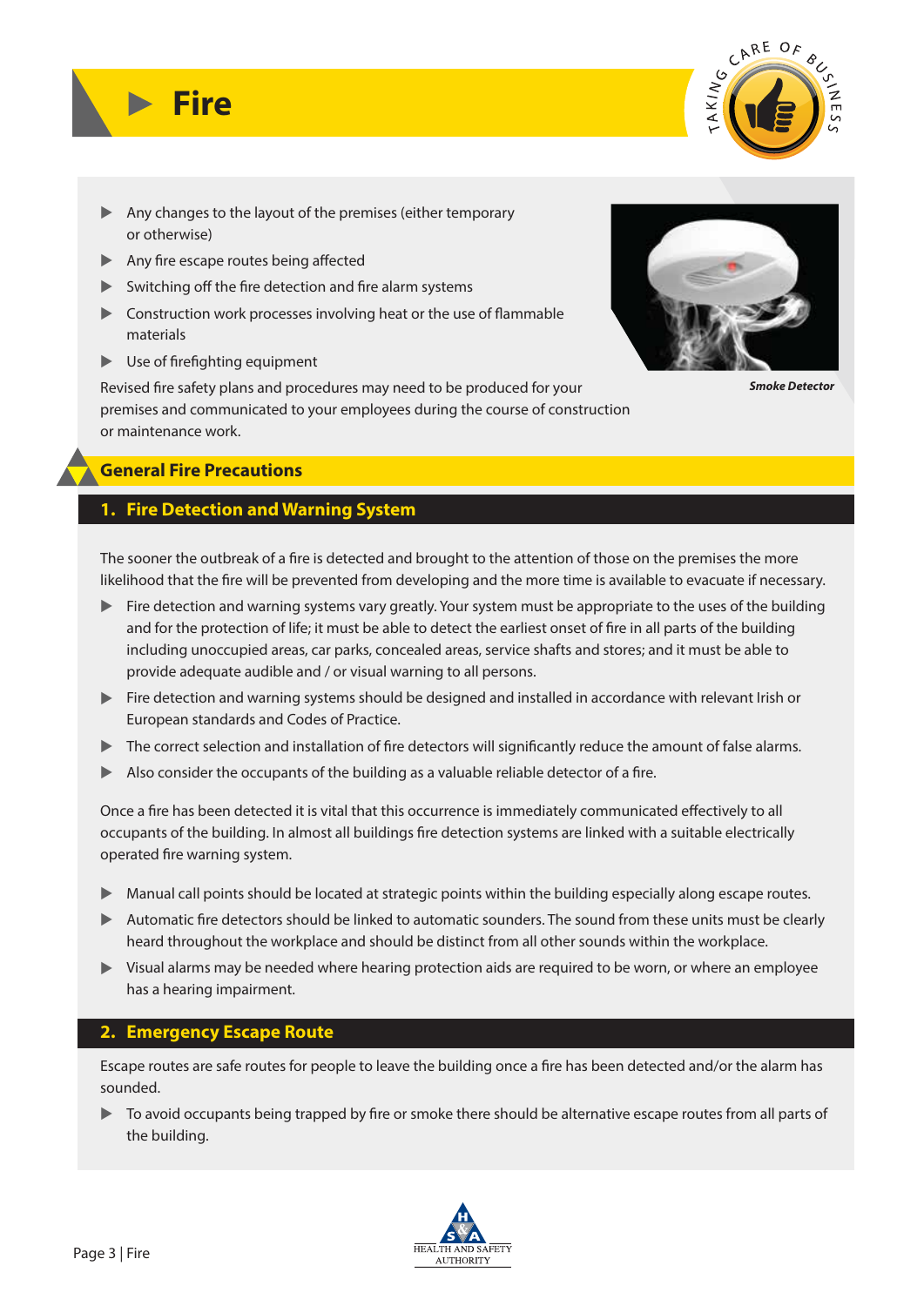# Fire

- Any changes to the layout of the premises (either temporary or otherwise)
- Any fire escape routes being affected
- Switching off the fire detection and fire alarm systems
- Construction work processes involving heat or the use of flammable materials
- Use of firefighting equipment

Revised fire safety plans and procedures may need to be produced for your premises and communicated to your employees during the course of construction or maintenance work.

*Smoke Detector*

## General Fire Precautions

### 1. Fire Detection and Warning System

The sooner the outbreak of a fire is detected and brought to the attention of those on the premises the more likelihood that the fire will be prevented from developing and the more time is available to evacuate if necessary.

- Fire detection and warning systems vary greatly. Your system must be appropriate to the uses of the building and for the protection of life; it must be able to detect the earliest onset of fire in all parts of the building including unoccupied areas, car parks, concealed areas, service shafts and stores; and it must be able to provide adequate audible and / or visual warning to all persons.
- Fire detection and warning systems should be designed and installed in accordance with relevant Irish or European standards and Codes of Practice.
- The correct selection and installation of fire detectors will significantly reduce the amount of false alarms.
- Also consider the occupants of the building as a valuable reliable detector of a fire.

Once a fire has been detected it is vital that this occurrence is immediately communicated effectively to all occupants of the building. In almost all buildings fire detection systems are linked with a suitable electrically operated fire warning system.

- Manual call points should be located at strategic points within the building especially along escape routes.
- Automatic fire detectors should be linked to automatic sounders. The sound from these units must be clearly heard throughout the workplace and should be distinct from all other sounds within the workplace.
- Visual alarms may be needed where hearing protection aids are required to be worn, or where an employee has a hearing impairment.

### 2. Emergency Escape Route

Escape routes are safe routes for people to leave the building once a fire has been detected and/or the alarm has sounded.

- To avoid occupants being trapped by fire or smoke there should be alternative escape routes from all parts of the building.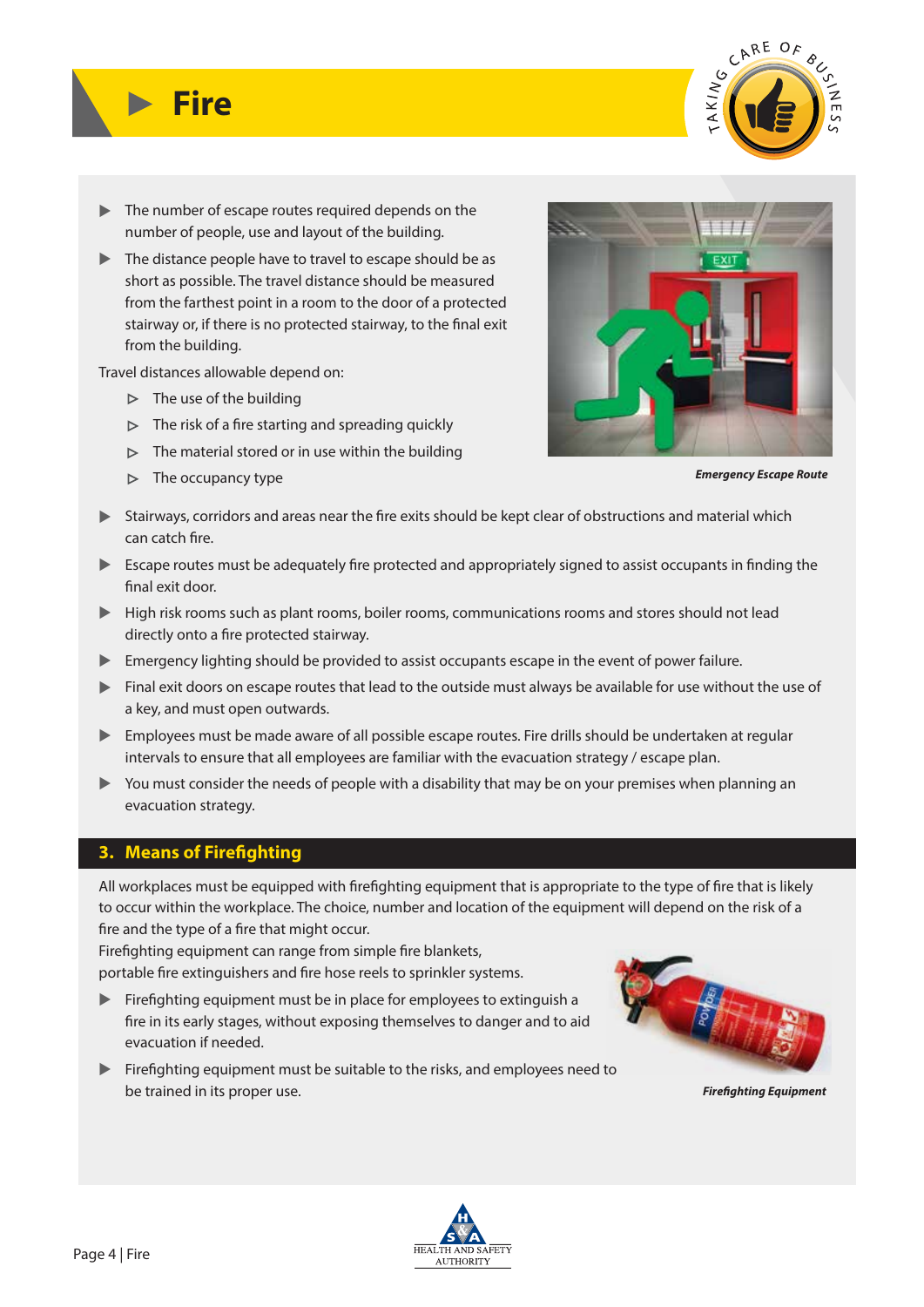# Fire

- The number of escape routes required depends on the number of people, use and layout of the building.
- The distance people have to travel to escape should be as short as possible. The travel distance should be measured from the farthest point in a room to the door of a protected stairway or, if there is no protected stairway, to the final exit from the building.

Travel distances allowable depend on:

- The use of the building
- The risk of a fire starting and spreading quickly
- The material stored or in use within the building
- The occupancy type

***Emergency Escape Route***

- Stairways, corridors and areas near the fire exits should be kept clear of obstructions and material which can catch fire.
- Escape routes must be adequately fire protected and appropriately signed to assist occupants in finding the final exit door.
- High risk rooms such as plant rooms, boiler rooms, communications rooms and stores should not lead directly onto a fire protected stairway.
- Emergency lighting should be provided to assist occupants escape in the event of power failure.
- Final exit doors on escape routes that lead to the outside must always be available for use without the use of a key, and must open outwards.
- Employees must be made aware of all possible escape routes. Fire drills should be undertaken at regular intervals to ensure that all employees are familiar with the evacuation strategy / escape plan.
- You must consider the needs of people with a disability that may be on your premises when planning an evacuation strategy.

## 3. Means of Firefighting

All workplaces must be equipped with firefighting equipment that is appropriate to the type of fire that is likely to occur within the workplace. The choice, number and location of the equipment will depend on the risk of a fire and the type of a fire that might occur.

Firefighting equipment can range from simple fire blankets, portable fire extinguishers and fire hose reels to sprinkler systems.

- Firefighting equipment must be in place for employees to extinguish a fire in its early stages, without exposing themselves to danger and to aid evacuation if needed.
- Firefighting equipment must be suitable to the risks, and employees need to be trained in its proper use.

***Firefighting Equipment***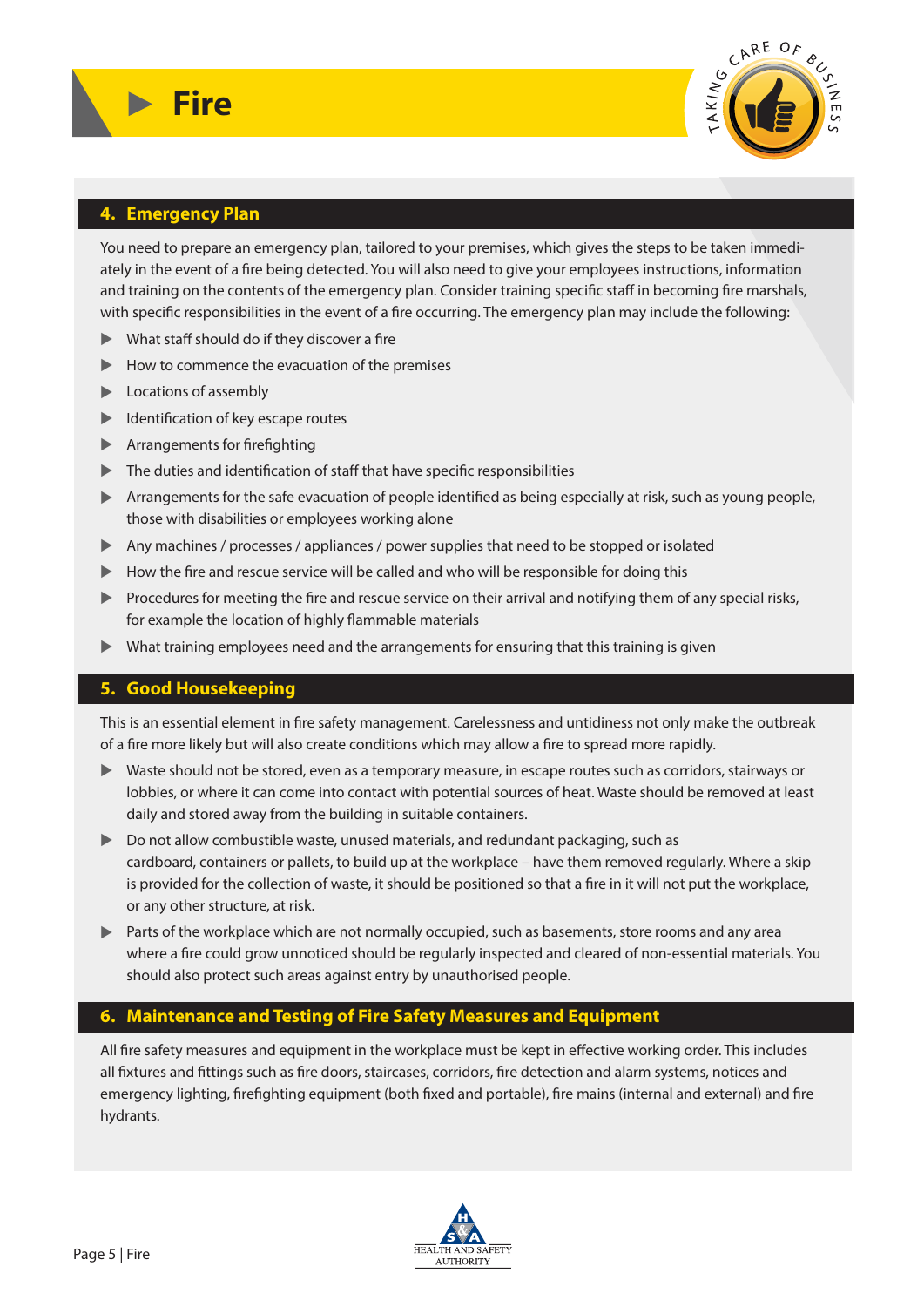# Fire

## 4. Emergency Plan

You need to prepare an emergency plan, tailored to your premises, which gives the steps to be taken immediately in the event of a fire being detected. You will also need to give your employees instructions, information and training on the contents of the emergency plan. Consider training specific staff in becoming fire marshals, with specific responsibilities in the event of a fire occurring. The emergency plan may include the following:

- What staff should do if they discover a fire
- How to commence the evacuation of the premises
- Locations of assembly
- Identification of key escape routes
- Arrangements for firefighting
- The duties and identification of staff that have specific responsibilities
- Arrangements for the safe evacuation of people identified as being especially at risk, such as young people, those with disabilities or employees working alone
- Any machines / processes / appliances / power supplies that need to be stopped or isolated
- How the fire and rescue service will be called and who will be responsible for doing this
- Procedures for meeting the fire and rescue service on their arrival and notifying them of any special risks, for example the location of highly flammable materials
- What training employees need and the arrangements for ensuring that this training is given

## 5. Good Housekeeping

This is an essential element in fire safety management. Carelessness and untidiness not only make the outbreak of a fire more likely but will also create conditions which may allow a fire to spread more rapidly.

- Waste should not be stored, even as a temporary measure, in escape routes such as corridors, stairways or lobbies, or where it can come into contact with potential sources of heat. Waste should be removed at least daily and stored away from the building in suitable containers.
- Do not allow combustible waste, unused materials, and redundant packaging, such as cardboard, containers or pallets, to build up at the workplace – have them removed regularly. Where a skip is provided for the collection of waste, it should be positioned so that a fire in it will not put the workplace, or any other structure, at risk.
- Parts of the workplace which are not normally occupied, such as basements, store rooms and any area where a fire could grow unnoticed should be regularly inspected and cleared of non-essential materials. You should also protect such areas against entry by unauthorised people.

## 6. Maintenance and Testing of Fire Safety Measures and Equipment

All fire safety measures and equipment in the workplace must be kept in effective working order. This includes all fixtures and fittings such as fire doors, staircases, corridors, fire detection and alarm systems, notices and emergency lighting, firefighting equipment (both fixed and portable), fire mains (internal and external) and fire hydrants.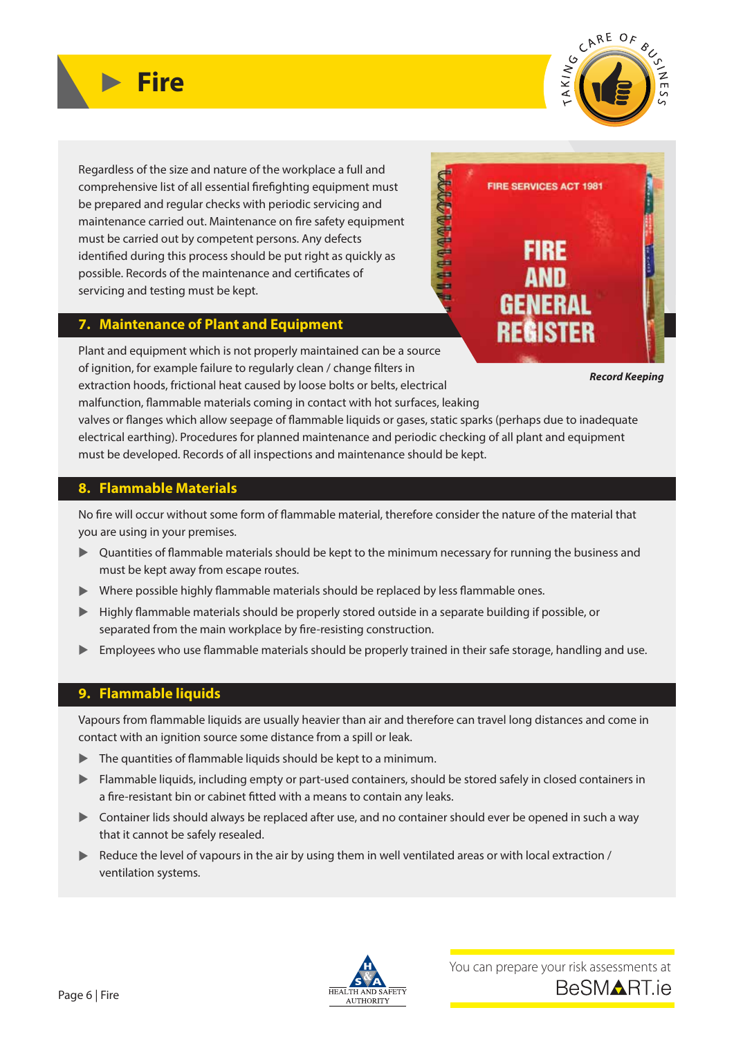# Fire

Regardless of the size and nature of the workplace a full and comprehensive list of all essential firefighting equipment must be prepared and regular checks with periodic servicing and maintenance carried out. Maintenance on fire safety equipment must be carried out by competent persons. Any defects identified during this process should be put right as quickly as possible. Records of the maintenance and certificates of servicing and testing must be kept.

*Record Keeping*

## 7. Maintenance of Plant and Equipment

Plant and equipment which is not properly maintained can be a source of ignition, for example failure to regularly clean / change filters in extraction hoods, frictional heat caused by loose bolts or belts, electrical malfunction, flammable materials coming in contact with hot surfaces, leaking valves or flanges which allow seepage of flammable liquids or gases, static sparks (perhaps due to inadequate electrical earthing). Procedures for planned maintenance and periodic checking of all plant and equipment must be developed. Records of all inspections and maintenance should be kept.

## 8. Flammable Materials

No fire will occur without some form of flammable material, therefore consider the nature of the material that you are using in your premises.

- Quantities of flammable materials should be kept to the minimum necessary for running the business and must be kept away from escape routes.
- Where possible highly flammable materials should be replaced by less flammable ones.
- Highly flammable materials should be properly stored outside in a separate building if possible, or separated from the main workplace by fire-resisting construction.
- Employees who use flammable materials should be properly trained in their safe storage, handling and use.

## 9. Flammable liquids

Vapours from flammable liquids are usually heavier than air and therefore can travel long distances and come in contact with an ignition source some distance from a spill or leak.

- The quantities of flammable liquids should be kept to a minimum.
- Flammable liquids, including empty or part-used containers, should be stored safely in closed containers in a fire-resistant bin or cabinet fitted with a means to contain any leaks.
- Container lids should always be replaced after use, and no container should ever be opened in such a way that it cannot be safely resealed.
- Reduce the level of vapours in the air by using them in well ventilated areas or with local extraction / ventilation systems.

You can prepare your risk assessments at BeSMART.ie